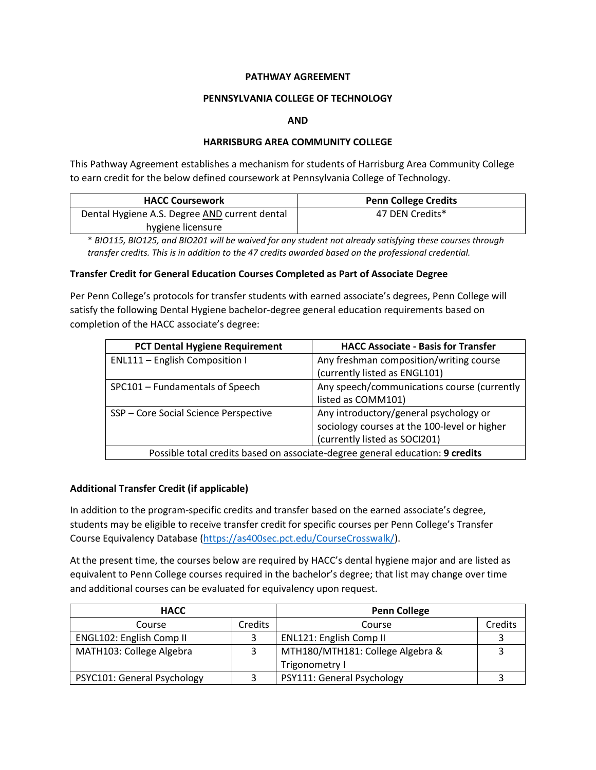# PATHWAY AGREEMENT

## PENNSYLVANIA COLLEGE OF TECHNOLOGY

## AND

## HARRISBURG AREA COMMUNITY COLLEGE

This Pathway Agreement establishes a mechanism for students of Harrisburg Area Community College to earn credit for the below defined coursework at Pennsylvania College of Technology.

| HACC Coursework | Penn College Credits |
|---|---|
| Dental Hygiene A.S. Degree AND current dental hygiene licensure | 47 DEN Credits* |

*\* BIO115, BIO125, and BIO201 will be waived for any student not already satisfying these courses through transfer credits. This is in addition to the 47 credits awarded based on the professional credential.*

**Transfer Credit for General Education Courses Completed as Part of Associate Degree**

Per Penn College's protocols for transfer students with earned associate's degrees, Penn College will satisfy the following Dental Hygiene bachelor-degree general education requirements based on completion of the HACC associate's degree:

| PCT Dental Hygiene Requirement | HACC Associate - Basis for Transfer |
|---|---|
| ENL111 – English Composition I | Any freshman composition/writing course (currently listed as ENGL101) |
| SPC101 – Fundamentals of Speech | Any speech/communications course (currently listed as COMM101) |
| SSP – Core Social Science Perspective | Any introductory/general psychology or sociology courses at the 100-level or higher (currently listed as SOCI201) |
| Possible total credits based on associate-degree general education: **9 credits** | |

**Additional Transfer Credit (if applicable)**

In addition to the program-specific credits and transfer based on the earned associate's degree, students may be eligible to receive transfer credit for specific courses per Penn College's Transfer Course Equivalency Database (https://as400sec.pct.edu/CourseCrosswalk/).

At the present time, the courses below are required by HACC's dental hygiene major and are listed as equivalent to Penn College courses required in the bachelor's degree; that list may change over time and additional courses can be evaluated for equivalency upon request.

| HACC | | Penn College | |
|---|---|---|---|
| Course | Credits | Course | Credits |
| ENGL102: English Comp II | 3 | ENL121: English Comp II | 3 |
| MATH103: College Algebra | 3 | MTH180/MTH181: College Algebra & Trigonometry I | 3 |
| PSYC101: General Psychology | 3 | PSY111: General Psychology | 3 |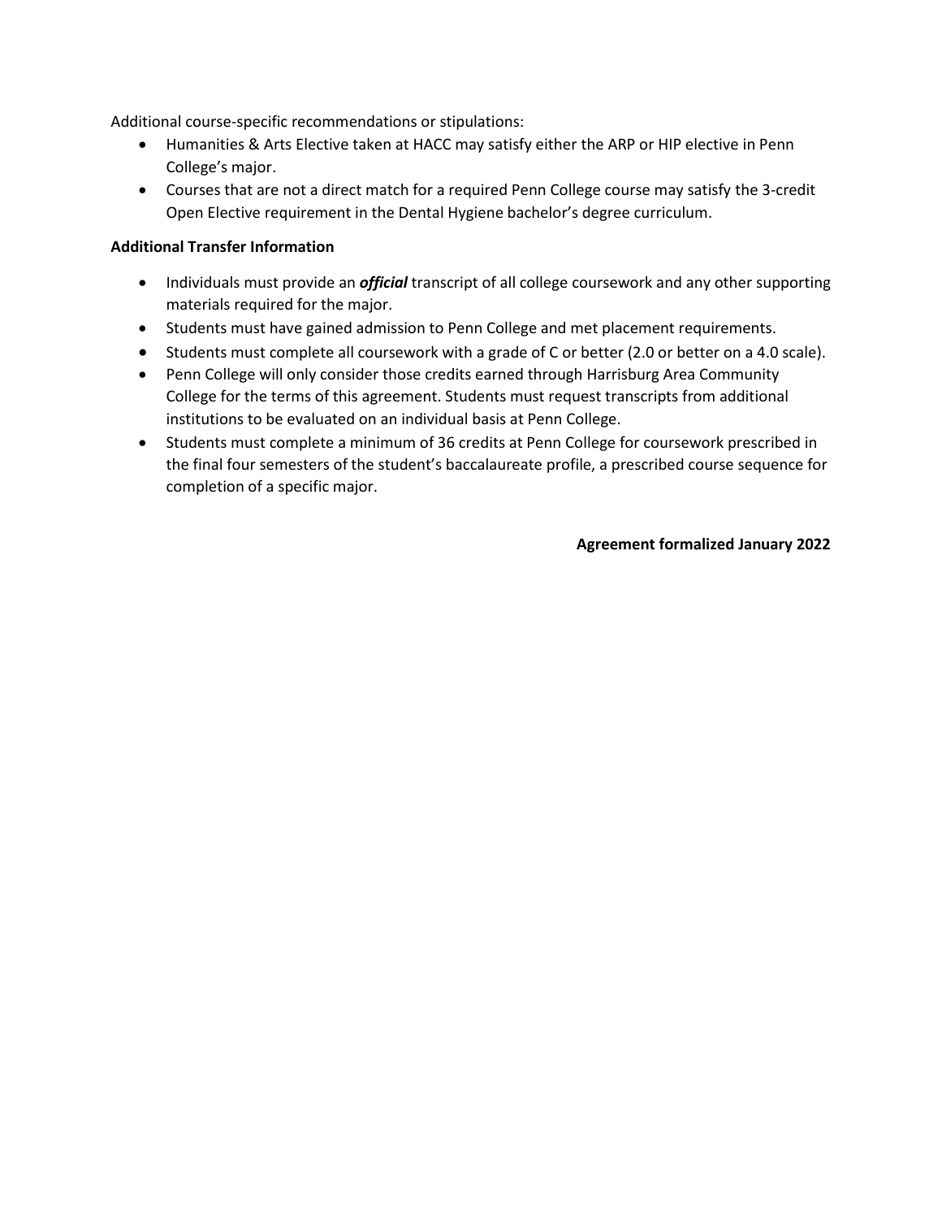Additional course-specific recommendations or stipulations:

- Humanities & Arts Elective taken at HACC may satisfy either the ARP or HIP elective in Penn College's major.
- Courses that are not a direct match for a required Penn College course may satisfy the 3-credit Open Elective requirement in the Dental Hygiene bachelor's degree curriculum.

**Additional Transfer Information**

- Individuals must provide an ***official*** transcript of all college coursework and any other supporting materials required for the major.
- Students must have gained admission to Penn College and met placement requirements.
- Students must complete all coursework with a grade of C or better (2.0 or better on a 4.0 scale).
- Penn College will only consider those credits earned through Harrisburg Area Community College for the terms of this agreement. Students must request transcripts from additional institutions to be evaluated on an individual basis at Penn College.
- Students must complete a minimum of 36 credits at Penn College for coursework prescribed in the final four semesters of the student's baccalaureate profile, a prescribed course sequence for completion of a specific major.

**Agreement formalized January 2022**